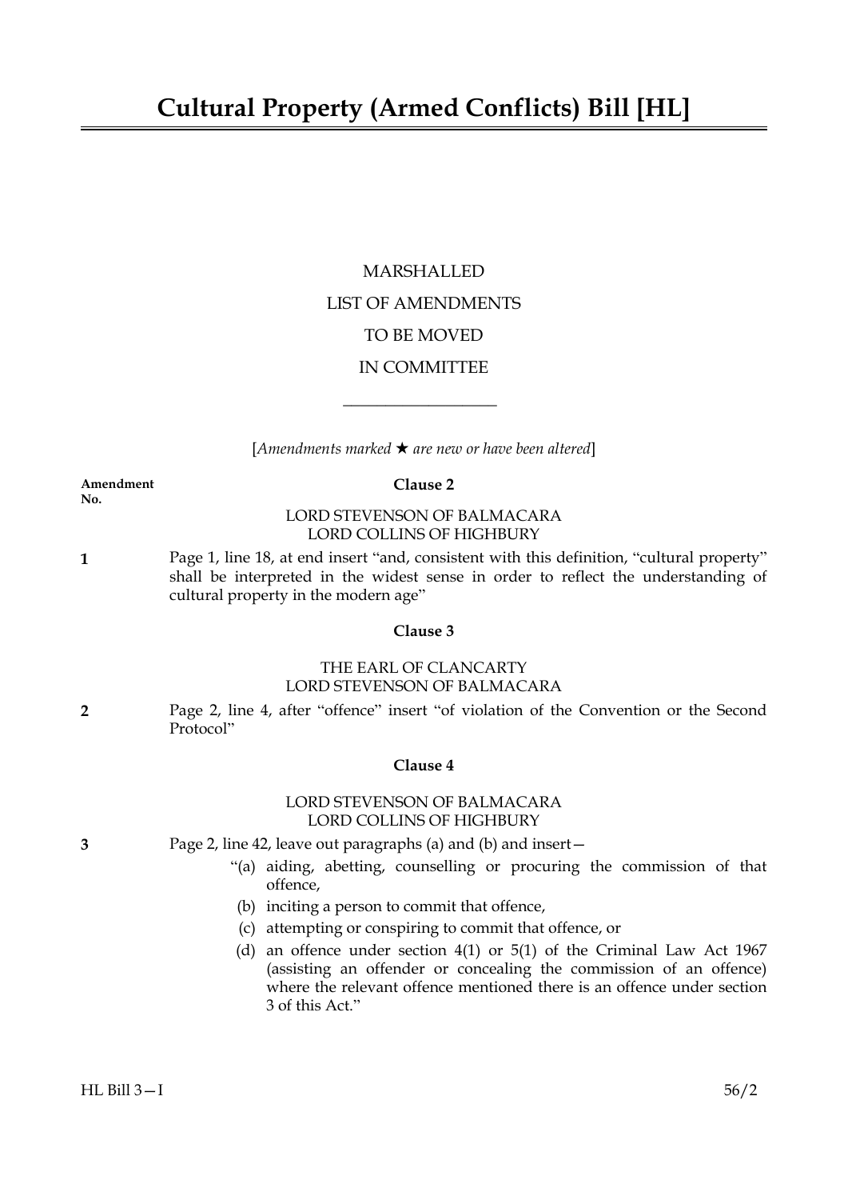# Cultural Property (Armed Conflicts) Bill [HL]

MARSHALLED

LIST OF AMENDMENTS

TO BE MOVED

IN COMMITTEE

---

[*Amendments marked ★ are new or have been altered*]

**Amendment No.**

**Clause 2**

LORD STEVENSON OF BALMACARA
LORD COLLINS OF HIGHBURY

**1** Page 1, line 18, at end insert "and, consistent with this definition, "cultural property" shall be interpreted in the widest sense in order to reflect the understanding of cultural property in the modern age"

**Clause 3**

THE EARL OF CLANCARTY
LORD STEVENSON OF BALMACARA

**2** Page 2, line 4, after "offence" insert "of violation of the Convention or the Second Protocol"

**Clause 4**

LORD STEVENSON OF BALMACARA
LORD COLLINS OF HIGHBURY

**3** Page 2, line 42, leave out paragraphs (a) and (b) and insert—

"(a) aiding, abetting, counselling or procuring the commission of that offence,

(b) inciting a person to commit that offence,

(c) attempting or conspiring to commit that offence, or

(d) an offence under section 4(1) or 5(1) of the Criminal Law Act 1967 (assisting an offender or concealing the commission of an offence) where the relevant offence mentioned there is an offence under section 3 of this Act."

HL Bill 3—I 56/2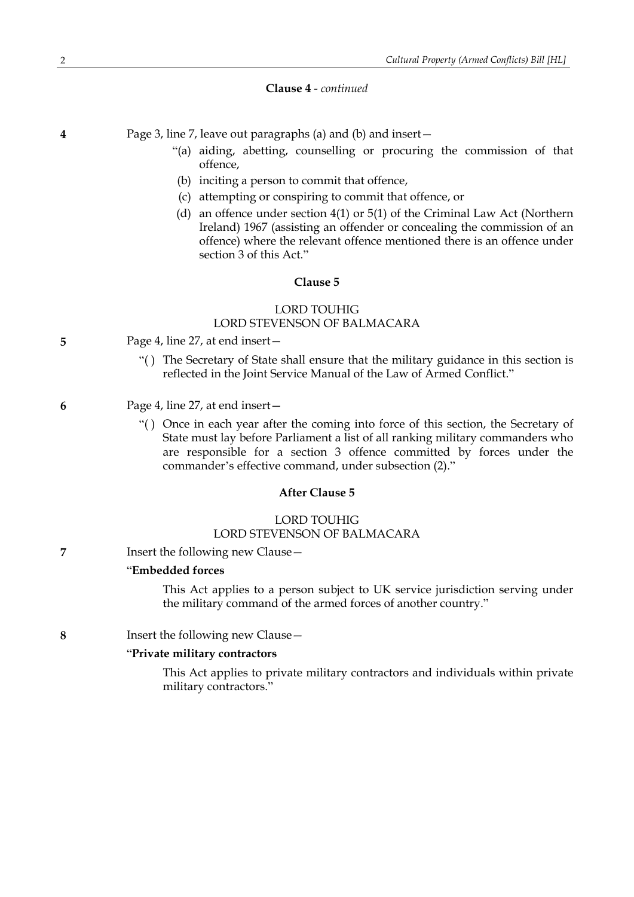**Clause 4** - *continued*

**4** Page 3, line 7, leave out paragraphs (a) and (b) and insert—

"(a) aiding, abetting, counselling or procuring the commission of that offence,

(b) inciting a person to commit that offence,

(c) attempting or conspiring to commit that offence, or

(d) an offence under section 4(1) or 5(1) of the Criminal Law Act (Northern Ireland) 1967 (assisting an offender or concealing the commission of an offence) where the relevant offence mentioned there is an offence under section 3 of this Act."

**Clause 5**

LORD TOUHIG
LORD STEVENSON OF BALMACARA

**5** Page 4, line 27, at end insert—

"( ) The Secretary of State shall ensure that the military guidance in this section is reflected in the Joint Service Manual of the Law of Armed Conflict."

**6** Page 4, line 27, at end insert—

"( ) Once in each year after the coming into force of this section, the Secretary of State must lay before Parliament a list of all ranking military commanders who are responsible for a section 3 offence committed by forces under the commander's effective command, under subsection (2)."

**After Clause 5**

LORD TOUHIG
LORD STEVENSON OF BALMACARA

**7** Insert the following new Clause—

"**Embedded forces**

This Act applies to a person subject to UK service jurisdiction serving under the military command of the armed forces of another country."

**8** Insert the following new Clause—

"**Private military contractors**

This Act applies to private military contractors and individuals within private military contractors."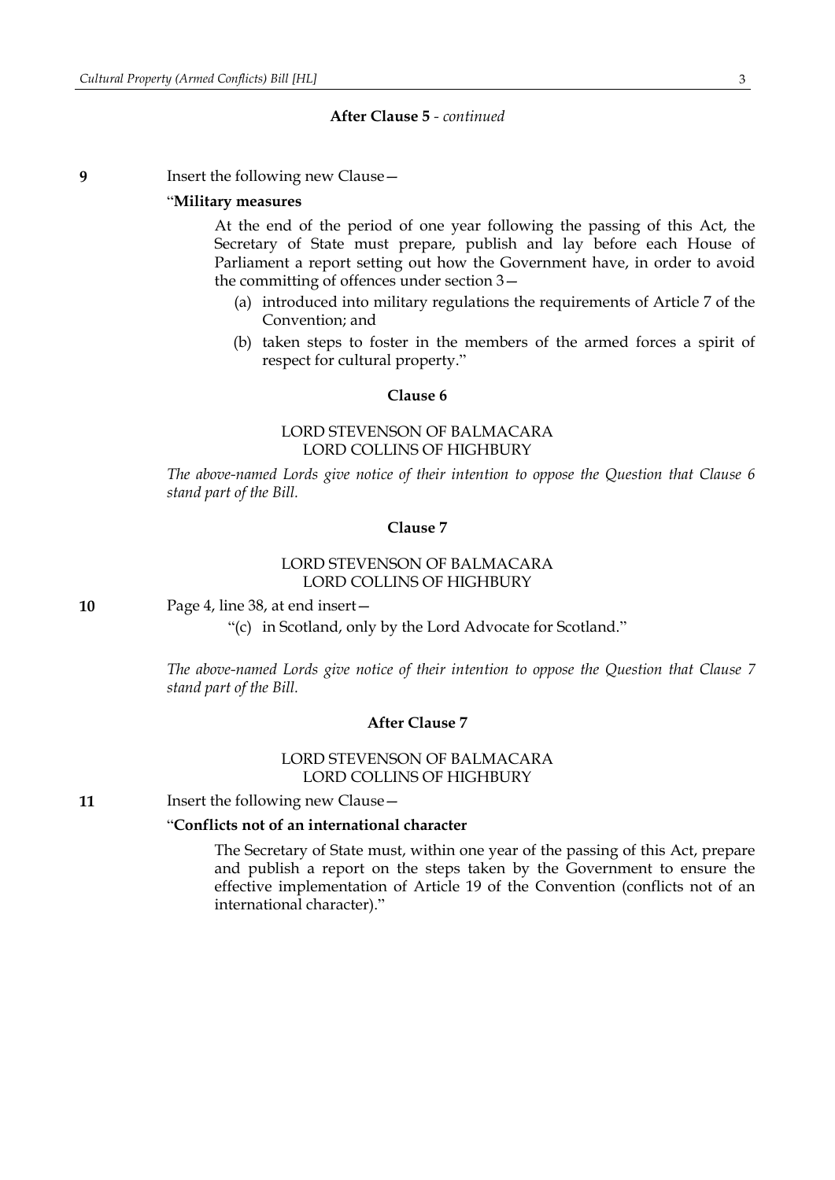**After Clause 5** - *continued*

**9** Insert the following new Clause—

"**Military measures**

At the end of the period of one year following the passing of this Act, the Secretary of State must prepare, publish and lay before each House of Parliament a report setting out how the Government have, in order to avoid the committing of offences under section 3—

(a) introduced into military regulations the requirements of Article 7 of the Convention; and

(b) taken steps to foster in the members of the armed forces a spirit of respect for cultural property."

**Clause 6**

LORD STEVENSON OF BALMACARA
LORD COLLINS OF HIGHBURY

*The above-named Lords give notice of their intention to oppose the Question that Clause 6 stand part of the Bill.*

**Clause 7**

LORD STEVENSON OF BALMACARA
LORD COLLINS OF HIGHBURY

**10** Page 4, line 38, at end insert—

"(c) in Scotland, only by the Lord Advocate for Scotland."

*The above-named Lords give notice of their intention to oppose the Question that Clause 7 stand part of the Bill.*

**After Clause 7**

LORD STEVENSON OF BALMACARA
LORD COLLINS OF HIGHBURY

**11** Insert the following new Clause—

"**Conflicts not of an international character**

The Secretary of State must, within one year of the passing of this Act, prepare and publish a report on the steps taken by the Government to ensure the effective implementation of Article 19 of the Convention (conflicts not of an international character)."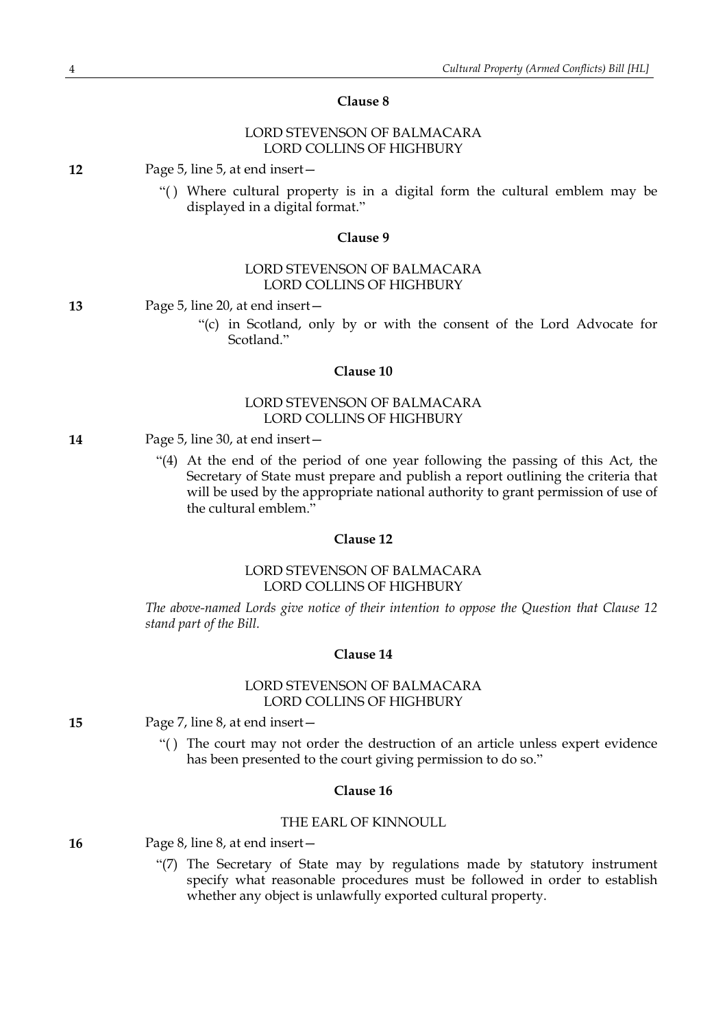### Clause 8

LORD STEVENSON OF BALMACARA
LORD COLLINS OF HIGHBURY

**12** Page 5, line 5, at end insert—

"( ) Where cultural property is in a digital form the cultural emblem may be displayed in a digital format."

### Clause 9

LORD STEVENSON OF BALMACARA
LORD COLLINS OF HIGHBURY

**13** Page 5, line 20, at end insert—

"(c) in Scotland, only by or with the consent of the Lord Advocate for Scotland."

### Clause 10

LORD STEVENSON OF BALMACARA
LORD COLLINS OF HIGHBURY

**14** Page 5, line 30, at end insert—

"(4) At the end of the period of one year following the passing of this Act, the Secretary of State must prepare and publish a report outlining the criteria that will be used by the appropriate national authority to grant permission of use of the cultural emblem."

### Clause 12

LORD STEVENSON OF BALMACARA
LORD COLLINS OF HIGHBURY

*The above-named Lords give notice of their intention to oppose the Question that Clause 12 stand part of the Bill.*

### Clause 14

LORD STEVENSON OF BALMACARA
LORD COLLINS OF HIGHBURY

**15** Page 7, line 8, at end insert—

"( ) The court may not order the destruction of an article unless expert evidence has been presented to the court giving permission to do so."

### Clause 16

THE EARL OF KINNOULL

**16** Page 8, line 8, at end insert—

"(7) The Secretary of State may by regulations made by statutory instrument specify what reasonable procedures must be followed in order to establish whether any object is unlawfully exported cultural property.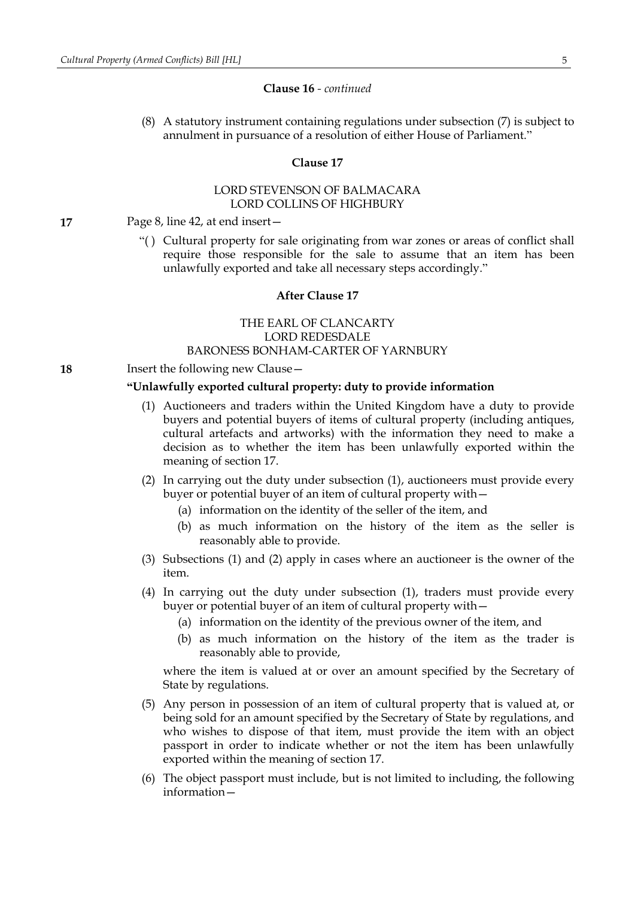**Clause 16** - *continued*

(8) A statutory instrument containing regulations under subsection (7) is subject to annulment in pursuance of a resolution of either House of Parliament."

**Clause 17**

LORD STEVENSON OF BALMACARA
LORD COLLINS OF HIGHBURY

**17** Page 8, line 42, at end insert—

"( ) Cultural property for sale originating from war zones or areas of conflict shall require those responsible for the sale to assume that an item has been unlawfully exported and take all necessary steps accordingly."

**After Clause 17**

THE EARL OF CLANCARTY
LORD REDESDALE
BARONESS BONHAM-CARTER OF YARNBURY

**18** Insert the following new Clause—

**"Unlawfully exported cultural property: duty to provide information**

(1) Auctioneers and traders within the United Kingdom have a duty to provide buyers and potential buyers of items of cultural property (including antiques, cultural artefacts and artworks) with the information they need to make a decision as to whether the item has been unlawfully exported within the meaning of section 17.

(2) In carrying out the duty under subsection (1), auctioneers must provide every buyer or potential buyer of an item of cultural property with—

(a) information on the identity of the seller of the item, and

(b) as much information on the history of the item as the seller is reasonably able to provide.

(3) Subsections (1) and (2) apply in cases where an auctioneer is the owner of the item.

(4) In carrying out the duty under subsection (1), traders must provide every buyer or potential buyer of an item of cultural property with—

(a) information on the identity of the previous owner of the item, and

(b) as much information on the history of the item as the trader is reasonably able to provide,

where the item is valued at or over an amount specified by the Secretary of State by regulations.

(5) Any person in possession of an item of cultural property that is valued at, or being sold for an amount specified by the Secretary of State by regulations, and who wishes to dispose of that item, must provide the item with an object passport in order to indicate whether or not the item has been unlawfully exported within the meaning of section 17.

(6) The object passport must include, but is not limited to including, the following information—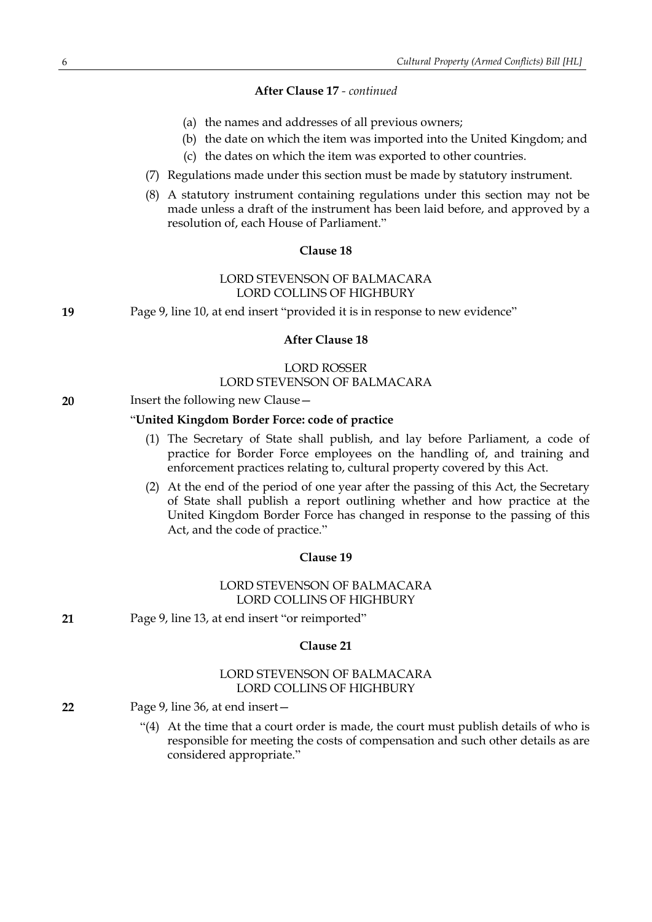**After Clause 17** - *continued*

(a) the names and addresses of all previous owners;

(b) the date on which the item was imported into the United Kingdom; and

(c) the dates on which the item was exported to other countries.

(7) Regulations made under this section must be made by statutory instrument.

(8) A statutory instrument containing regulations under this section may not be made unless a draft of the instrument has been laid before, and approved by a resolution of, each House of Parliament."

**Clause 18**

LORD STEVENSON OF BALMACARA
LORD COLLINS OF HIGHBURY

**19** Page 9, line 10, at end insert "provided it is in response to new evidence"

**After Clause 18**

LORD ROSSER
LORD STEVENSON OF BALMACARA

**20** Insert the following new Clause—

"**United Kingdom Border Force: code of practice**

(1) The Secretary of State shall publish, and lay before Parliament, a code of practice for Border Force employees on the handling of, and training and enforcement practices relating to, cultural property covered by this Act.

(2) At the end of the period of one year after the passing of this Act, the Secretary of State shall publish a report outlining whether and how practice at the United Kingdom Border Force has changed in response to the passing of this Act, and the code of practice."

**Clause 19**

LORD STEVENSON OF BALMACARA
LORD COLLINS OF HIGHBURY

**21** Page 9, line 13, at end insert "or reimported"

**Clause 21**

LORD STEVENSON OF BALMACARA
LORD COLLINS OF HIGHBURY

**22** Page 9, line 36, at end insert—

"(4) At the time that a court order is made, the court must publish details of who is responsible for meeting the costs of compensation and such other details as are considered appropriate."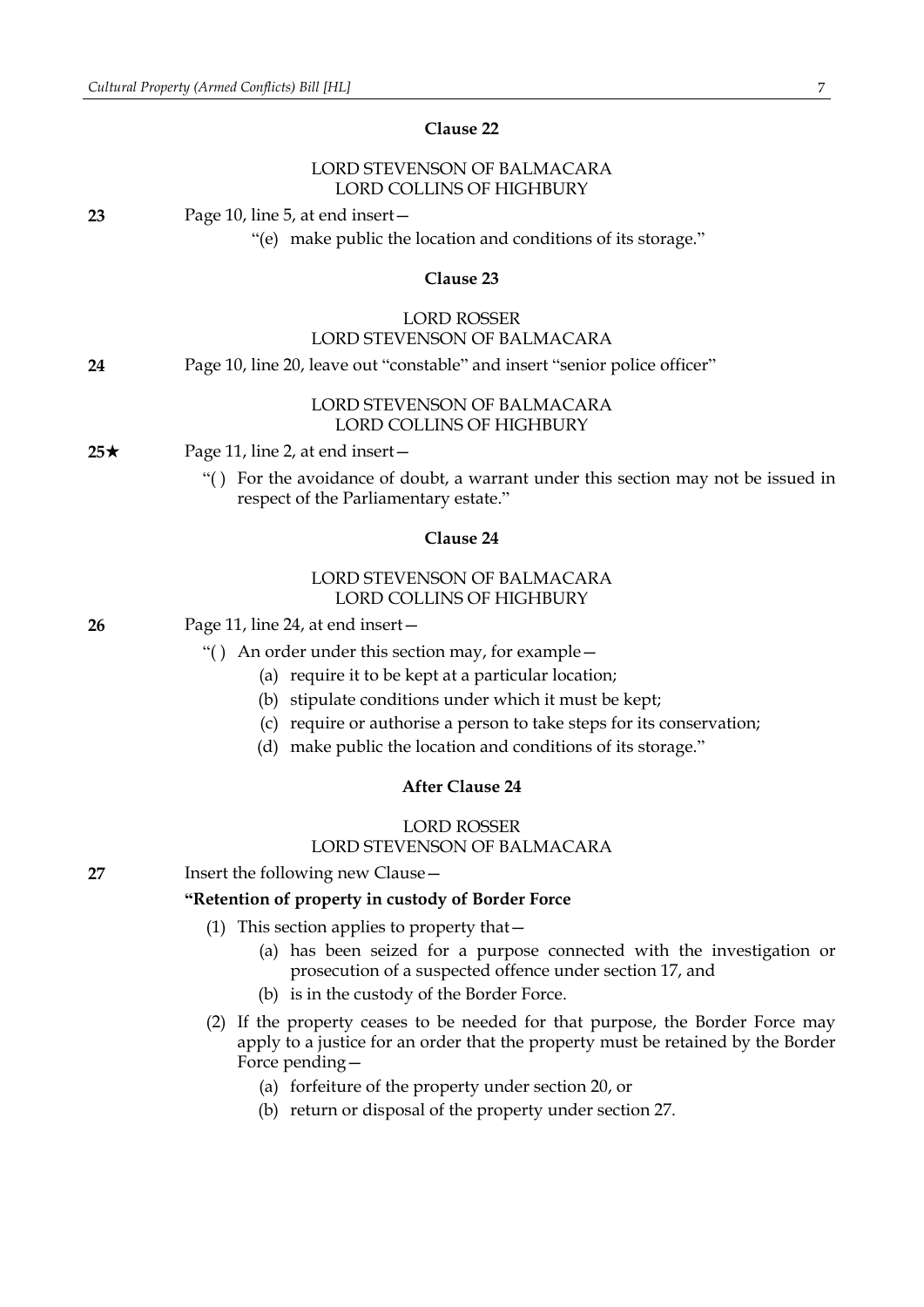**Clause 22**

LORD STEVENSON OF BALMACARA
LORD COLLINS OF HIGHBURY

**23** Page 10, line 5, at end insert—

"(e) make public the location and conditions of its storage."

**Clause 23**

LORD ROSSER
LORD STEVENSON OF BALMACARA

**24** Page 10, line 20, leave out "constable" and insert "senior police officer"

LORD STEVENSON OF BALMACARA
LORD COLLINS OF HIGHBURY

**25★** Page 11, line 2, at end insert—

"( ) For the avoidance of doubt, a warrant under this section may not be issued in respect of the Parliamentary estate."

**Clause 24**

LORD STEVENSON OF BALMACARA
LORD COLLINS OF HIGHBURY

**26** Page 11, line 24, at end insert—

"( ) An order under this section may, for example—

(a) require it to be kept at a particular location;

(b) stipulate conditions under which it must be kept;

(c) require or authorise a person to take steps for its conservation;

(d) make public the location and conditions of its storage."

**After Clause 24**

LORD ROSSER
LORD STEVENSON OF BALMACARA

**27** Insert the following new Clause—

**"Retention of property in custody of Border Force**

(1) This section applies to property that—

(a) has been seized for a purpose connected with the investigation or prosecution of a suspected offence under section 17, and

(b) is in the custody of the Border Force.

(2) If the property ceases to be needed for that purpose, the Border Force may apply to a justice for an order that the property must be retained by the Border Force pending—

(a) forfeiture of the property under section 20, or

(b) return or disposal of the property under section 27.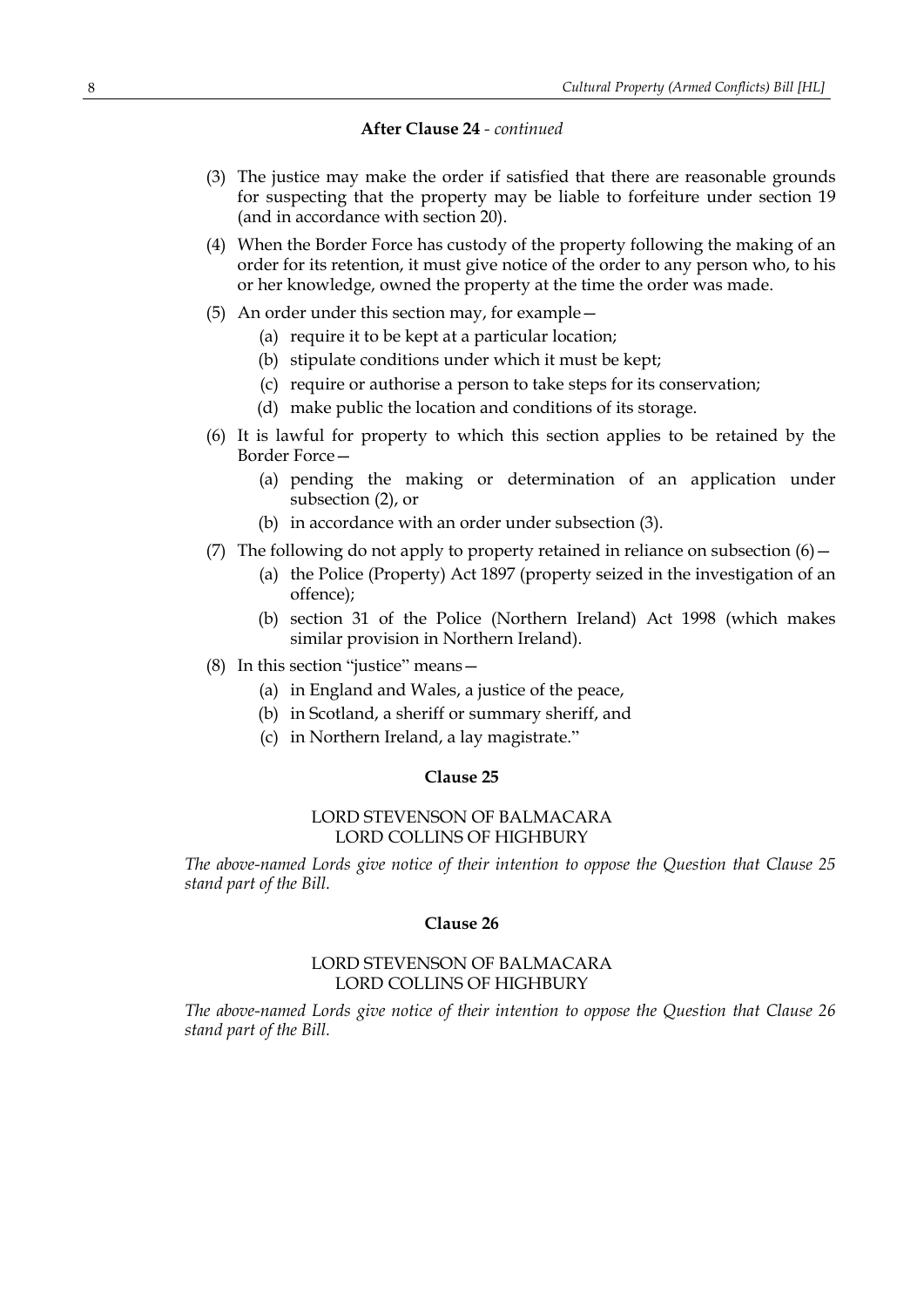**After Clause 24** - *continued*

(3) The justice may make the order if satisfied that there are reasonable grounds for suspecting that the property may be liable to forfeiture under section 19 (and in accordance with section 20).

(4) When the Border Force has custody of the property following the making of an order for its retention, it must give notice of the order to any person who, to his or her knowledge, owned the property at the time the order was made.

(5) An order under this section may, for example—

(a) require it to be kept at a particular location;

(b) stipulate conditions under which it must be kept;

(c) require or authorise a person to take steps for its conservation;

(d) make public the location and conditions of its storage.

(6) It is lawful for property to which this section applies to be retained by the Border Force—

(a) pending the making or determination of an application under subsection (2), or

(b) in accordance with an order under subsection (3).

(7) The following do not apply to property retained in reliance on subsection (6)—

(a) the Police (Property) Act 1897 (property seized in the investigation of an offence);

(b) section 31 of the Police (Northern Ireland) Act 1998 (which makes similar provision in Northern Ireland).

(8) In this section "justice" means—

(a) in England and Wales, a justice of the peace,

(b) in Scotland, a sheriff or summary sheriff, and

(c) in Northern Ireland, a lay magistrate."

**Clause 25**

LORD STEVENSON OF BALMACARA
LORD COLLINS OF HIGHBURY

*The above-named Lords give notice of their intention to oppose the Question that Clause 25 stand part of the Bill.*

**Clause 26**

LORD STEVENSON OF BALMACARA
LORD COLLINS OF HIGHBURY

*The above-named Lords give notice of their intention to oppose the Question that Clause 26 stand part of the Bill.*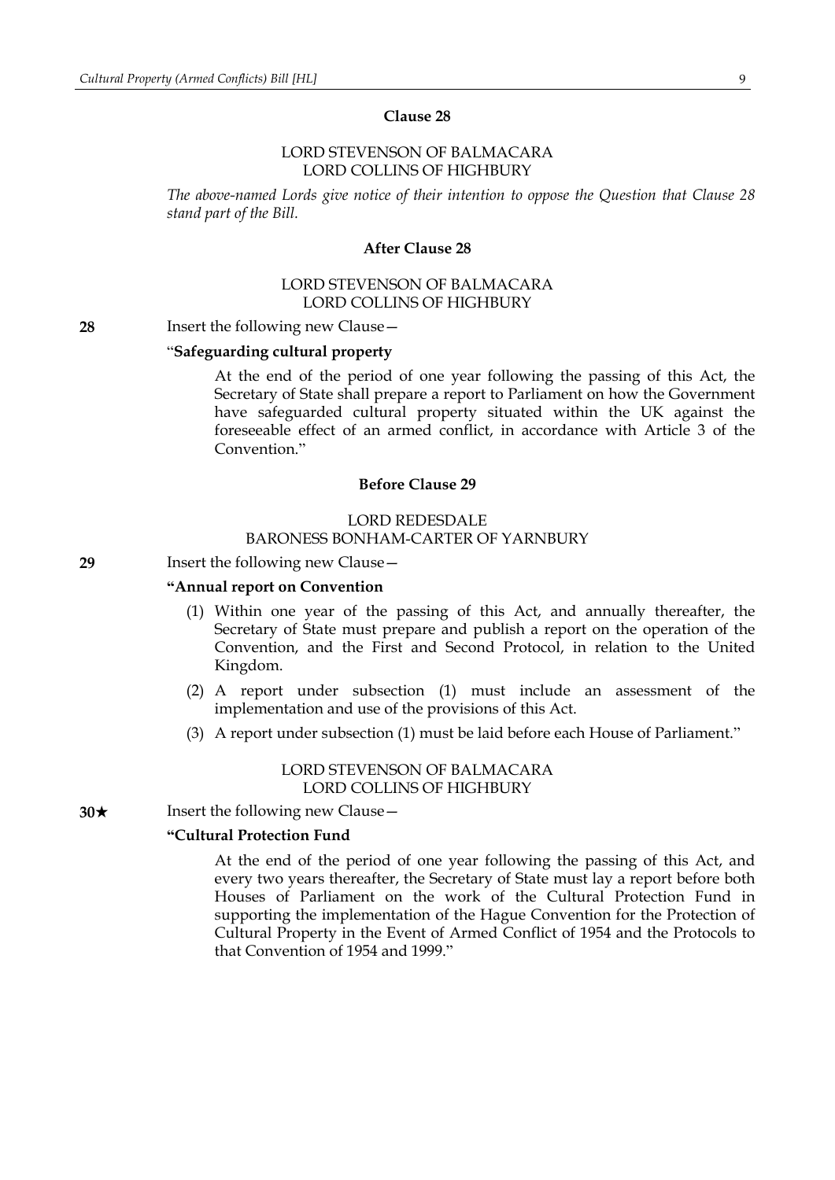### Clause 28

LORD STEVENSON OF BALMACARA
LORD COLLINS OF HIGHBURY

*The above-named Lords give notice of their intention to oppose the Question that Clause 28 stand part of the Bill.*

### After Clause 28

LORD STEVENSON OF BALMACARA
LORD COLLINS OF HIGHBURY

**28** Insert the following new Clause—

"**Safeguarding cultural property**

At the end of the period of one year following the passing of this Act, the Secretary of State shall prepare a report to Parliament on how the Government have safeguarded cultural property situated within the UK against the foreseeable effect of an armed conflict, in accordance with Article 3 of the Convention."

### Before Clause 29

LORD REDESDALE
BARONESS BONHAM-CARTER OF YARNBURY

**29** Insert the following new Clause—

**"Annual report on Convention**

(1) Within one year of the passing of this Act, and annually thereafter, the Secretary of State must prepare and publish a report on the operation of the Convention, and the First and Second Protocol, in relation to the United Kingdom.

(2) A report under subsection (1) must include an assessment of the implementation and use of the provisions of this Act.

(3) A report under subsection (1) must be laid before each House of Parliament."

LORD STEVENSON OF BALMACARA
LORD COLLINS OF HIGHBURY

**30★** Insert the following new Clause—

**"Cultural Protection Fund**

At the end of the period of one year following the passing of this Act, and every two years thereafter, the Secretary of State must lay a report before both Houses of Parliament on the work of the Cultural Protection Fund in supporting the implementation of the Hague Convention for the Protection of Cultural Property in the Event of Armed Conflict of 1954 and the Protocols to that Convention of 1954 and 1999."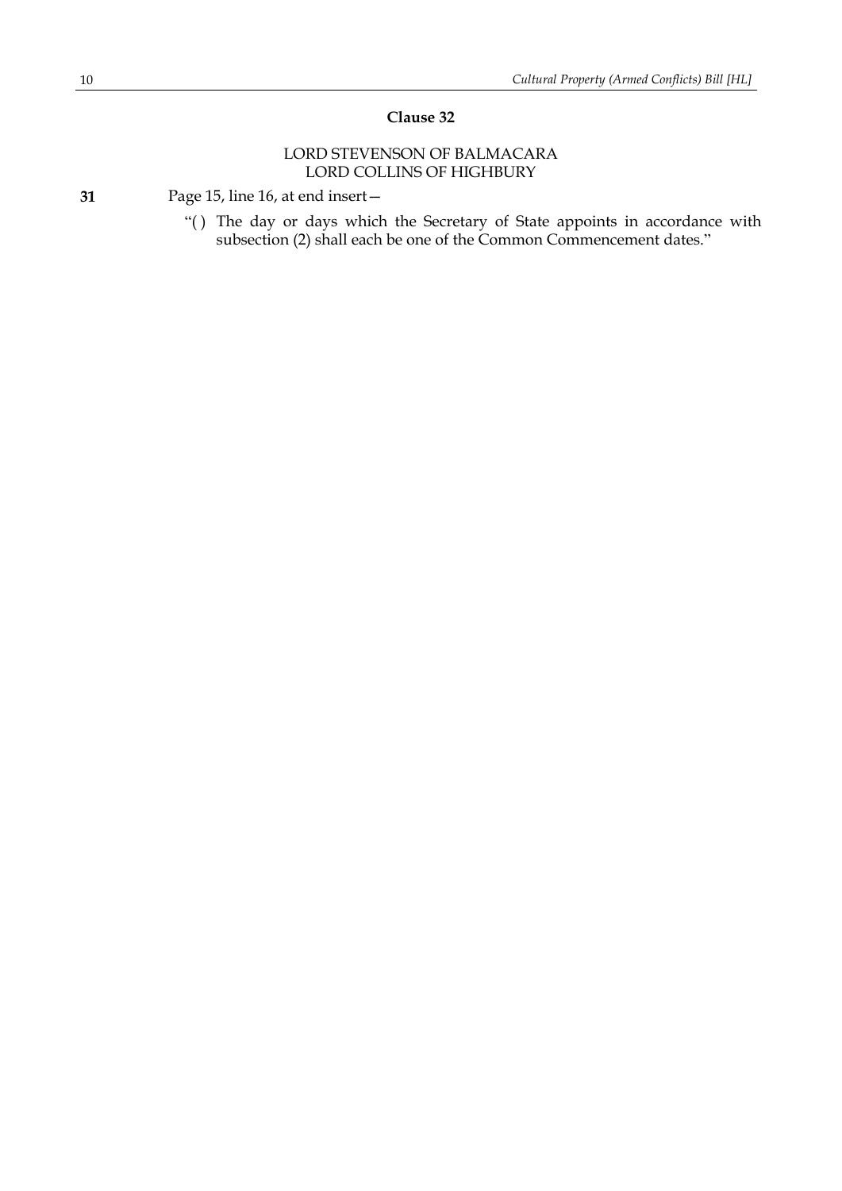## Clause 32

LORD STEVENSON OF BALMACARA
LORD COLLINS OF HIGHBURY

**31** Page 15, line 16, at end insert—

"( ) The day or days which the Secretary of State appoints in accordance with subsection (2) shall each be one of the Common Commencement dates."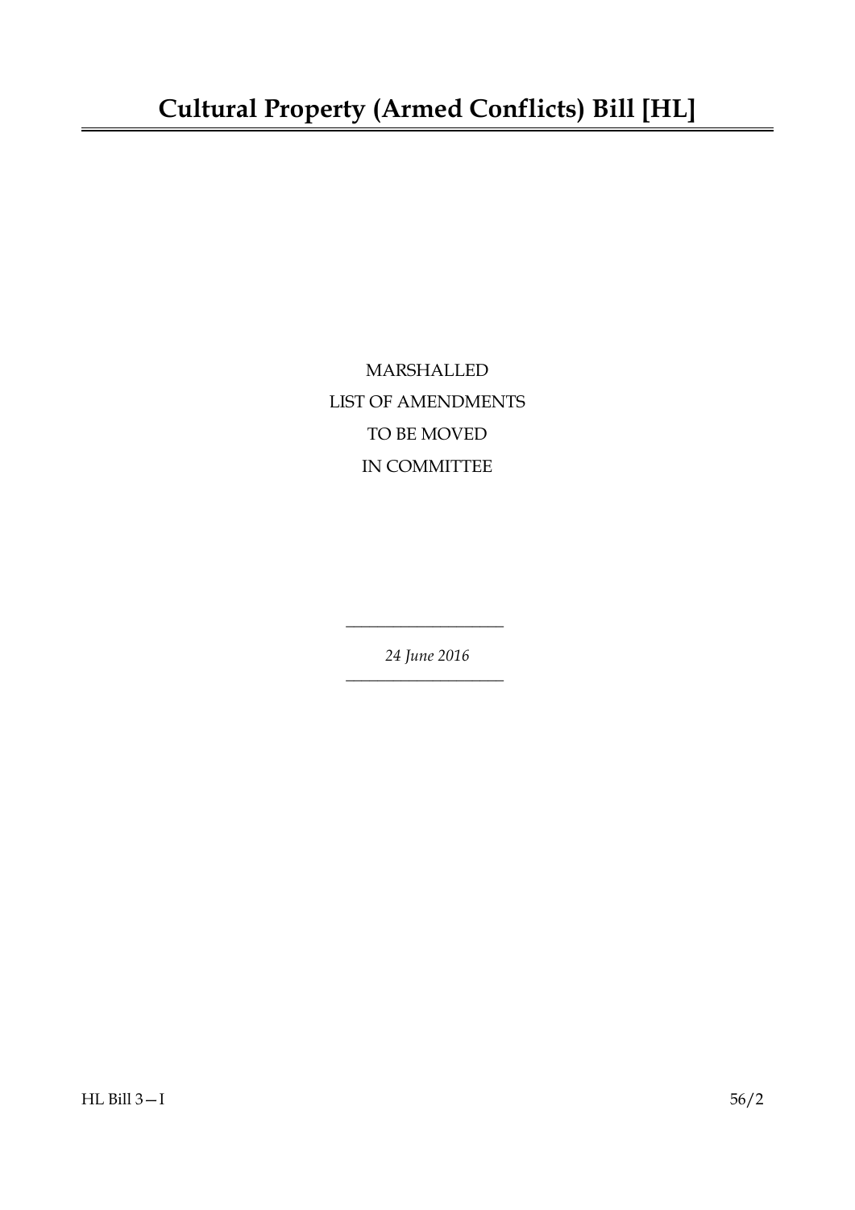# Cultural Property (Armed Conflicts) Bill [HL]

MARSHALLED

LIST OF AMENDMENTS

TO BE MOVED

IN COMMITTEE

---

*24 June 2016*

---

HL Bill 3—I 56/2